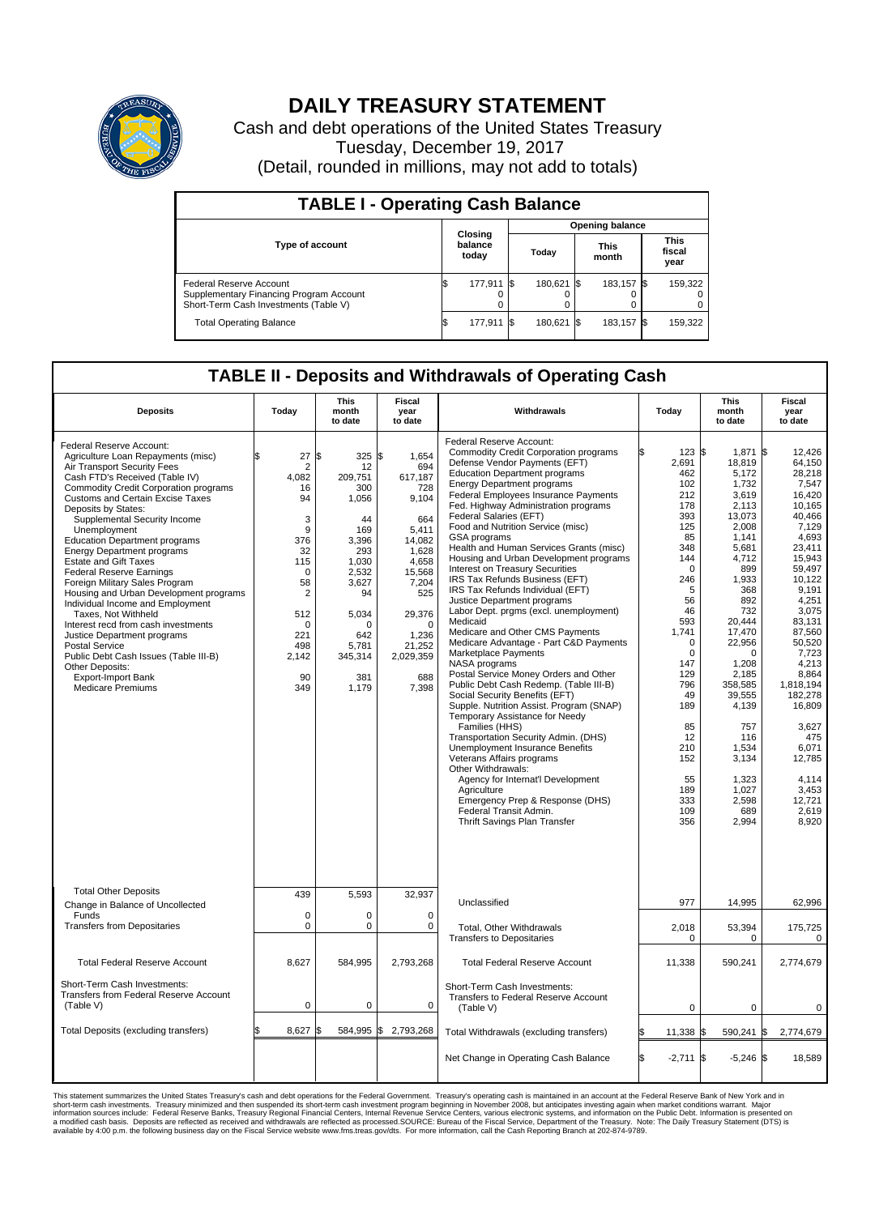# DAILY TREASURY STATEMENT

Cash and debt operations of the United States Treasury

Tuesday, December 19, 2017

(Detail, rounded in millions, may not add to totals)

## TABLE I - Operating Cash Balance

| Type of account | Closing balance today | Opening balance Today | Opening balance This month | Opening balance This fiscal year |
|---|---|---|---|---|
| Federal Reserve Account | $ 177,911 | $ 180,621 | $ 183,157 | $ 159,322 |
| Supplementary Financing Program Account | 0 | 0 | 0 | 0 |
| Short-Term Cash Investments (Table V) | 0 | 0 | 0 | 0 |
| Total Operating Balance | $ 177,911 | $ 180,621 | $ 183,157 | $ 159,322 |

## TABLE II - Deposits and Withdrawals of Operating Cash

| Deposits | Today | This month to date | Fiscal year to date | Withdrawals | Today | This month to date | Fiscal year to date |
|---|---|---|---|---|---|---|---|
| Federal Reserve Account: | | | | Federal Reserve Account: | | | |
| Agriculture Loan Repayments (misc) | $ 27 | $ 325 | $ 1,654 | Commodity Credit Corporation programs | $ 123 | $ 1,871 | $ 12,426 |
| Air Transport Security Fees | 2 | 12 | 694 | Defense Vendor Payments (EFT) | 2,691 | 18,819 | 64,150 |
| Cash FTD's Received (Table IV) | 4,082 | 209,751 | 617,187 | Education Department programs | 462 | 5,172 | 28,218 |
| Commodity Credit Corporation programs | 16 | 300 | 728 | Energy Department programs | 102 | 1,732 | 7,547 |
| Customs and Certain Excise Taxes | 94 | 1,056 | 9,104 | Federal Employees Insurance Payments | 212 | 3,619 | 16,420 |
| Deposits by States: | | | | Fed. Highway Administration programs | 178 | 2,113 | 10,165 |
| Supplemental Security Income | 3 | 44 | 664 | Federal Salaries (EFT) | 393 | 13,073 | 40,466 |
| Unemployment | 9 | 169 | 5,411 | Food and Nutrition Service (misc) | 125 | 2,008 | 7,129 |
| Education Department programs | 376 | 3,396 | 14,082 | GSA programs | 85 | 1,141 | 4,693 |
| Energy Department programs | 32 | 293 | 1,628 | Health and Human Services Grants (misc) | 348 | 5,681 | 23,411 |
| Estate and Gift Taxes | 115 | 1,030 | 4,658 | Housing and Urban Development programs | 144 | 4,712 | 15,943 |
| Federal Reserve Earnings | 0 | 2,532 | 15,568 | Interest on Treasury Securities | 0 | 899 | 59,497 |
| Foreign Military Sales Program | 58 | 3,627 | 7,204 | IRS Tax Refunds Business (EFT) | 246 | 1,933 | 10,122 |
| Housing and Urban Development programs | 2 | 94 | 525 | IRS Tax Refunds Individual (EFT) | 5 | 368 | 9,191 |
| Individual Income and Employment | | | | Justice Department programs | 56 | 892 | 4,251 |
| Taxes, Not Withheld | 512 | 5,034 | 29,376 | Labor Dept. prgms (excl. unemployment) | 46 | 732 | 3,075 |
| Interest recd from cash investments | 0 | 0 | 0 | Medicaid | 593 | 20,444 | 83,131 |
| Justice Department programs | 221 | 642 | 1,236 | Medicare and Other CMS Payments | 1,741 | 17,470 | 87,560 |
| Postal Service | 498 | 5,781 | 21,252 | Medicare Advantage - Part C&D Payments | 0 | 22,956 | 50,520 |
| Public Debt Cash Issues (Table III-B) | 2,142 | 345,314 | 2,029,359 | Marketplace Payments | 0 | 0 | 7,723 |
| Other Deposits: | | | | NASA programs | 147 | 1,208 | 4,213 |
| Export-Import Bank | 90 | 381 | 688 | Postal Service Money Orders and Other | 129 | 2,185 | 8,864 |
| Medicare Premiums | 349 | 1,179 | 7,398 | Public Debt Cash Redemp. (Table III-B) | 796 | 358,585 | 1,818,194 |
| | | | | Social Security Benefits (EFT) | 49 | 39,555 | 182,278 |
| | | | | Supple. Nutrition Assist. Program (SNAP) | 189 | 4,139 | 16,809 |
| | | | | Temporary Assistance for Needy Families (HHS) | 85 | 757 | 3,627 |
| | | | | Transportation Security Admin. (DHS) | 12 | 116 | 475 |
| | | | | Unemployment Insurance Benefits | 210 | 1,534 | 6,071 |
| | | | | Veterans Affairs programs | 152 | 3,134 | 12,785 |
| | | | | Other Withdrawals: | | | |
| | | | | Agency for Internat'l Development | 55 | 1,323 | 4,114 |
| | | | | Agriculture | 189 | 1,027 | 3,453 |
| | | | | Emergency Prep & Response (DHS) | 333 | 2,598 | 12,721 |
| | | | | Federal Transit Admin. | 109 | 689 | 2,619 |
| | | | | Thrift Savings Plan Transfer | 356 | 2,994 | 8,920 |
| Total Other Deposits | 439 | 5,593 | 32,937 | Unclassified | 977 | 14,995 | 62,996 |
| Change in Balance of Uncollected Funds | 0 | 0 | 0 | | | | |
| Transfers from Depositaries | 0 | 0 | 0 | Total, Other Withdrawals | 2,018 | 53,394 | 175,725 |
| | | | | Transfers to Depositaries | 0 | 0 | 0 |
| Total Federal Reserve Account | 8,627 | 584,995 | 2,793,268 | Total Federal Reserve Account | 11,338 | 590,241 | 2,774,679 |
| Short-Term Cash Investments: Transfers from Federal Reserve Account (Table V) | 0 | 0 | 0 | Short-Term Cash Investments: Transfers to Federal Reserve Account (Table V) | 0 | 0 | 0 |
| Total Deposits (excluding transfers) | $ 8,627 | $ 584,995 | $ 2,793,268 | Total Withdrawals (excluding transfers) | $ 11,338 | $ 590,241 | $ 2,774,679 |
| | | | | Net Change in Operating Cash Balance | $ -2,711 | $ -5,246 | $ 18,589 |

This statement summarizes the United States Treasury's cash and debt operations for the Federal Government. Treasury's operating cash is maintained in an account at the Federal Reserve Bank of New York and in short-term cash investments. Treasury minimized and then suspended its short-term cash investment program beginning in November 2008, but anticipates investing again when market conditions warrant. Major information sources include: Federal Reserve Banks, Treasury Regional Financial Centers, Internal Revenue Service Centers, various electronic systems, and information on the Public Debt. Information is presented on a modified cash basis. Deposits are reflected as received and withdrawals are reflected as processed.SOURCE: Bureau of the Fiscal Service, Department of the Treasury. Note: The Daily Treasury Statement (DTS) is available by 4:00 p.m. the following business day on the Fiscal Service website www.fms.treas.gov/dts. For more information, call the Cash Reporting Branch at 202-874-9789.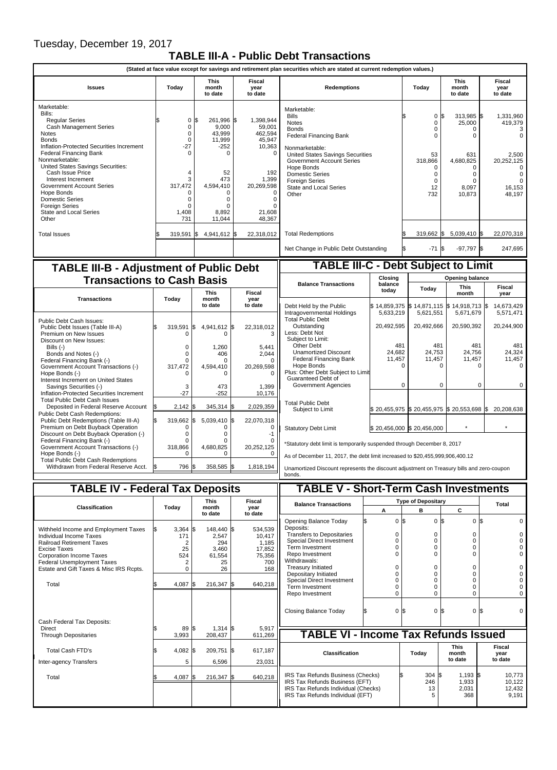Tuesday, December 19, 2017

# TABLE III-A - Public Debt Transactions

(Stated at face value except for savings and retirement plan securities which are stated at current redemption values.)

| Issues | Today | This month to date | Fiscal year to date | Redemptions | Today | This month to date | Fiscal year to date |
|---|---|---|---|---|---|---|---|
| Marketable: | | | | Marketable: | | | |
| Bills: | | | | Bills | $ 0 | $ 313,985 | $ 1,331,960 |
| Regular Series | $ 0 | $ 261,996 | $ 1,398,944 | Notes | 0 | 25,000 | 419,379 |
| Cash Management Series | 0 | 9,000 | 59,001 | Bonds | 0 | 0 | 3 |
| Notes | 0 | 43,999 | 462,594 | Federal Financing Bank | 0 | 0 | 0 |
| Bonds | 0 | 11,999 | 45,947 | | | | |
| Inflation-Protected Securities Increment | -27 | -252 | 10,363 | Nonmarketable: | | | |
| Federal Financing Bank | 0 | 0 | 0 | United States Savings Securities | 53 | 631 | 2,500 |
| Nonmarketable: | | | | Government Account Series | 318,866 | 4,680,825 | 20,252,125 |
| United States Savings Securities: | | | | Hope Bonds | 0 | 0 | 0 |
| Cash Issue Price | 4 | 52 | 192 | Domestic Series | 0 | 0 | 0 |
| Interest Increment | 3 | 473 | 1,399 | Foreign Series | 0 | 0 | 0 |
| Government Account Series | 317,472 | 4,594,410 | 20,269,598 | State and Local Series | 12 | 8,097 | 16,153 |
| Hope Bonds | 0 | 0 | 0 | Other | 732 | 10,873 | 48,197 |
| Domestic Series | 0 | 0 | 0 | | | | |
| Foreign Series | 0 | 0 | 0 | | | | |
| State and Local Series | 1,408 | 8,892 | 21,608 | | | | |
| Other | 731 | 11,044 | 48,367 | | | | |
| Total Issues | $ 319,591 | $ 4,941,612 | $ 22,318,012 | Total Redemptions | $ 319,662 | $ 5,039,410 | $ 22,070,318 |
| | | | | Net Change in Public Debt Outstanding | $ -71 | $ -97,797 | $ 247,695 |

# TABLE III-B - Adjustment of Public Debt Transactions to Cash Basis

| Transactions | Today | This month to date | Fiscal year to date |
|---|---|---|---|
| Public Debt Cash Issues: | | | |
| Public Debt Issues (Table III-A) | $ 319,591 | $ 4,941,612 | $ 22,318,012 |
| Premium on New Issues | 0 | 0 | 3 |
| Discount on New Issues: | | | |
| Bills (-) | 0 | 1,260 | 5,441 |
| Bonds and Notes (-) | 0 | 406 | 2,044 |
| Federal Financing Bank (-) | 0 | 0 | 0 |
| Government Account Transactions (-) | 317,472 | 4,594,410 | 20,269,598 |
| Hope Bonds (-) | 0 | 0 | 0 |
| Interest Increment on United States Savings Securities (-) | 3 | 473 | 1,399 |
| Inflation-Protected Securities Increment | -27 | -252 | 10,176 |
| Total Public Debt Cash Issues Deposited in Federal Reserve Account | $ 2,142 | $ 345,314 | $ 2,029,359 |
| Public Debt Cash Redemptions: | | | |
| Public Debt Redemptions (Table III-A) | $ 319,662 | $ 5,039,410 | $ 22,070,318 |
| Premium on Debt Buyback Operation | 0 | 0 | 0 |
| Discount on Debt Buyback Operation (-) | 0 | 0 | -1 |
| Federal Financing Bank (-) | 0 | 0 | 0 |
| Government Account Transactions (-) | 318,866 | 4,680,825 | 20,252,125 |
| Hope Bonds (-) | 0 | 0 | 0 |
| Total Public Debt Cash Redemptions Withdrawn from Federal Reserve Acct. | $ 796 | $ 358,585 | $ 1,818,194 |

# TABLE III-C - Debt Subject to Limit

| Balance Transactions | Closing balance today | Opening balance Today | Opening balance This month | Opening balance Fiscal year |
|---|---|---|---|---|
| Debt Held by the Public | $ 14,859,375 | $ 14,871,115 | $ 14,918,713 | $ 14,673,429 |
| Intragovernmental Holdings | 5,633,219 | 5,621,551 | 5,671,679 | 5,571,471 |
| Total Public Debt Outstanding | 20,492,595 | 20,492,666 | 20,590,392 | 20,244,900 |
| Less: Debt Not Subject to Limit: | | | | |
| Other Debt | 481 | 481 | 481 | 481 |
| Unamortized Discount | 24,682 | 24,753 | 24,756 | 24,324 |
| Federal Financing Bank | 11,457 | 11,457 | 11,457 | 11,457 |
| Hope Bonds | 0 | 0 | 0 | 0 |
| Plus: Other Debt Subject to Limit | | | | |
| Guaranteed Debt of Government Agencies | 0 | 0 | 0 | 0 |
| Total Public Debt Subject to Limit | $ 20,455,975 | $ 20,455,975 | $ 20,553,698 | $ 20,208,638 |
| Statutory Debt Limit | $ 20,456,000 | $ 20,456,000 | * | * |

*Statutory debt limit is temporarily suspended through December 8, 2017

As of December 11, 2017, the debt limit increased to $20,455,999,906,400.12

Unamortized Discount represents the discount adjustment on Treasury bills and zero-coupon bonds.

# TABLE IV - Federal Tax Deposits

| Classification | Today | This month to date | Fiscal year to date |
|---|---|---|---|
| Withheld Income and Employment Taxes | $ 3,364 | $ 148,440 | $ 534,539 |
| Individual Income Taxes | 171 | 2,547 | 10,417 |
| Railroad Retirement Taxes | 2 | 294 | 1,185 |
| Excise Taxes | 25 | 3,460 | 17,852 |
| Corporation Income Taxes | 524 | 61,554 | 75,356 |
| Federal Unemployment Taxes | 2 | 25 | 700 |
| Estate and Gift Taxes & Misc IRS Rcpts. | 0 | 26 | 168 |
| Total | $ 4,087 | $ 216,347 | $ 640,218 |
| Cash Federal Tax Deposits: | | | |
| Direct | $ 89 | $ 1,314 | $ 5,917 |
| Through Depositaries | 3,993 | 208,437 | 611,269 |
| Total Cash FTD's | $ 4,082 | $ 209,751 | $ 617,187 |
| Inter-agency Transfers | 5 | 6,596 | 23,031 |
| Total | $ 4,087 | $ 216,347 | $ 640,218 |

# TABLE V - Short-Term Cash Investments

| Balance Transactions | Type of Depositary A | Type of Depositary B | Type of Depositary C | Total |
|---|---|---|---|---|
| Opening Balance Today | $ 0 | $ 0 | $ 0 | $ 0 |
| Deposits: | | | | |
| Transfers to Depositaries | 0 | 0 | 0 | 0 |
| Special Direct Investment | 0 | 0 | 0 | 0 |
| Term Investment | 0 | 0 | 0 | 0 |
| Repo Investment | 0 | 0 | 0 | 0 |
| Withdrawals: | | | | |
| Treasury Initiated | 0 | 0 | 0 | 0 |
| Depositary Initiated | 0 | 0 | 0 | 0 |
| Special Direct Investment | 0 | 0 | 0 | 0 |
| Term Investment | 0 | 0 | 0 | 0 |
| Repo Investment | 0 | 0 | 0 | 0 |
| Closing Balance Today | $ 0 | $ 0 | $ 0 | $ 0 |

# TABLE VI - Income Tax Refunds Issued

| Classification | Today | This month to date | Fiscal year to date |
|---|---|---|---|
| IRS Tax Refunds Business (Checks) | $ 304 | $ 1,193 | $ 10,773 |
| IRS Tax Refunds Business (EFT) | 246 | 1,933 | 10,122 |
| IRS Tax Refunds Individual (Checks) | 13 | 2,031 | 12,432 |
| IRS Tax Refunds Individual (EFT) | 5 | 368 | 9,191 |